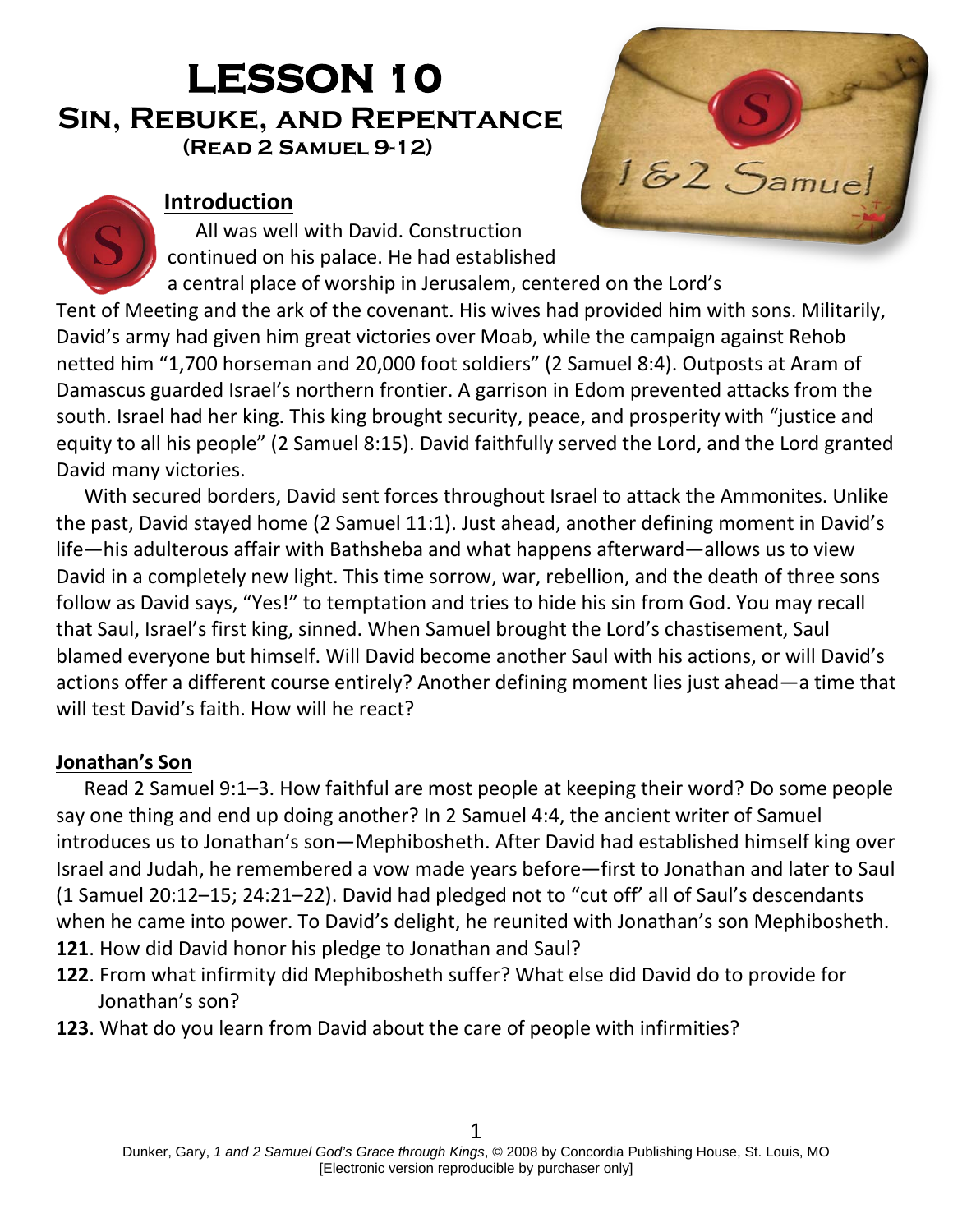# LESSON 10

## Sin, Rebuke, and Repentance

### (Read 2 Samuel 9-12)

**Introduction**

All was well with David. Construction continued on his palace. He had established a central place of worship in Jerusalem, centered on the Lord's Tent of Meeting and the ark of the covenant. His wives had provided him with sons. Militarily, David's army had given him great victories over Moab, while the campaign against Rehob netted him "1,700 horseman and 20,000 foot soldiers" (2 Samuel 8:4). Outposts at Aram of Damascus guarded Israel's northern frontier. A garrison in Edom prevented attacks from the south. Israel had her king. This king brought security, peace, and prosperity with "justice and equity to all his people" (2 Samuel 8:15). David faithfully served the Lord, and the Lord granted David many victories.

With secured borders, David sent forces throughout Israel to attack the Ammonites. Unlike the past, David stayed home (2 Samuel 11:1). Just ahead, another defining moment in David's life—his adulterous affair with Bathsheba and what happens afterward—allows us to view David in a completely new light. This time sorrow, war, rebellion, and the death of three sons follow as David says, "Yes!" to temptation and tries to hide his sin from God. You may recall that Saul, Israel's first king, sinned. When Samuel brought the Lord's chastisement, Saul blamed everyone but himself. Will David become another Saul with his actions, or will David's actions offer a different course entirely? Another defining moment lies just ahead—a time that will test David's faith. How will he react?

**Jonathan's Son**

Read 2 Samuel 9:1–3. How faithful are most people at keeping their word? Do some people say one thing and end up doing another? In 2 Samuel 4:4, the ancient writer of Samuel introduces us to Jonathan's son—Mephibosheth. After David had established himself king over Israel and Judah, he remembered a vow made years before—first to Jonathan and later to Saul (1 Samuel 20:12–15; 24:21–22). David had pledged not to "cut off' all of Saul's descendants when he came into power. To David's delight, he reunited with Jonathan's son Mephibosheth.

**121**. How did David honor his pledge to Jonathan and Saul?

**122**. From what infirmity did Mephibosheth suffer? What else did David do to provide for Jonathan's son?

**123**. What do you learn from David about the care of people with infirmities?

Dunker, Gary, *1 and 2 Samuel God's Grace through Kings*, © 2008 by Concordia Publishing House, St. Louis, MO
[Electronic version reproducible by purchaser only]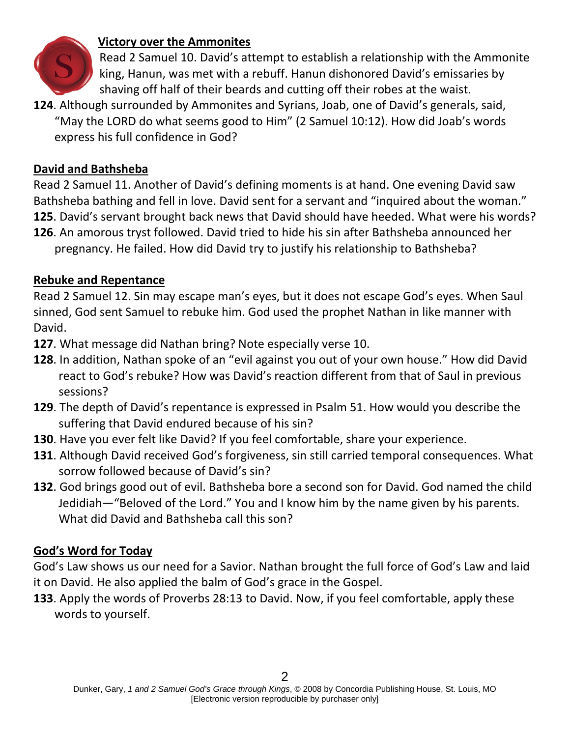## Victory over the Ammonites

Read 2 Samuel 10. David's attempt to establish a relationship with the Ammonite king, Hanun, was met with a rebuff. Hanun dishonored David's emissaries by shaving off half of their beards and cutting off their robes at the waist.

**124**. Although surrounded by Ammonites and Syrians, Joab, one of David's generals, said, "May the LORD do what seems good to Him" (2 Samuel 10:12). How did Joab's words express his full confidence in God?

## David and Bathsheba

Read 2 Samuel 11. Another of David's defining moments is at hand. One evening David saw Bathsheba bathing and fell in love. David sent for a servant and "inquired about the woman."

**125**. David's servant brought back news that David should have heeded. What were his words?

**126**. An amorous tryst followed. David tried to hide his sin after Bathsheba announced her pregnancy. He failed. How did David try to justify his relationship to Bathsheba?

## Rebuke and Repentance

Read 2 Samuel 12. Sin may escape man's eyes, but it does not escape God's eyes. When Saul sinned, God sent Samuel to rebuke him. God used the prophet Nathan in like manner with David.

**127**. What message did Nathan bring? Note especially verse 10.

**128**. In addition, Nathan spoke of an "evil against you out of your own house." How did David react to God's rebuke? How was David's reaction different from that of Saul in previous sessions?

**129**. The depth of David's repentance is expressed in Psalm 51. How would you describe the suffering that David endured because of his sin?

**130**. Have you ever felt like David? If you feel comfortable, share your experience.

**131**. Although David received God's forgiveness, sin still carried temporal consequences. What sorrow followed because of David's sin?

**132**. God brings good out of evil. Bathsheba bore a second son for David. God named the child Jedidiah—"Beloved of the Lord." You and I know him by the name given by his parents. What did David and Bathsheba call this son?

## God's Word for Today

God's Law shows us our need for a Savior. Nathan brought the full force of God's Law and laid it on David. He also applied the balm of God's grace in the Gospel.

**133**. Apply the words of Proverbs 28:13 to David. Now, if you feel comfortable, apply these words to yourself.

Dunker, Gary, *1 and 2 Samuel God's Grace through Kings*, © 2008 by Concordia Publishing House, St. Louis, MO [Electronic version reproducible by purchaser only]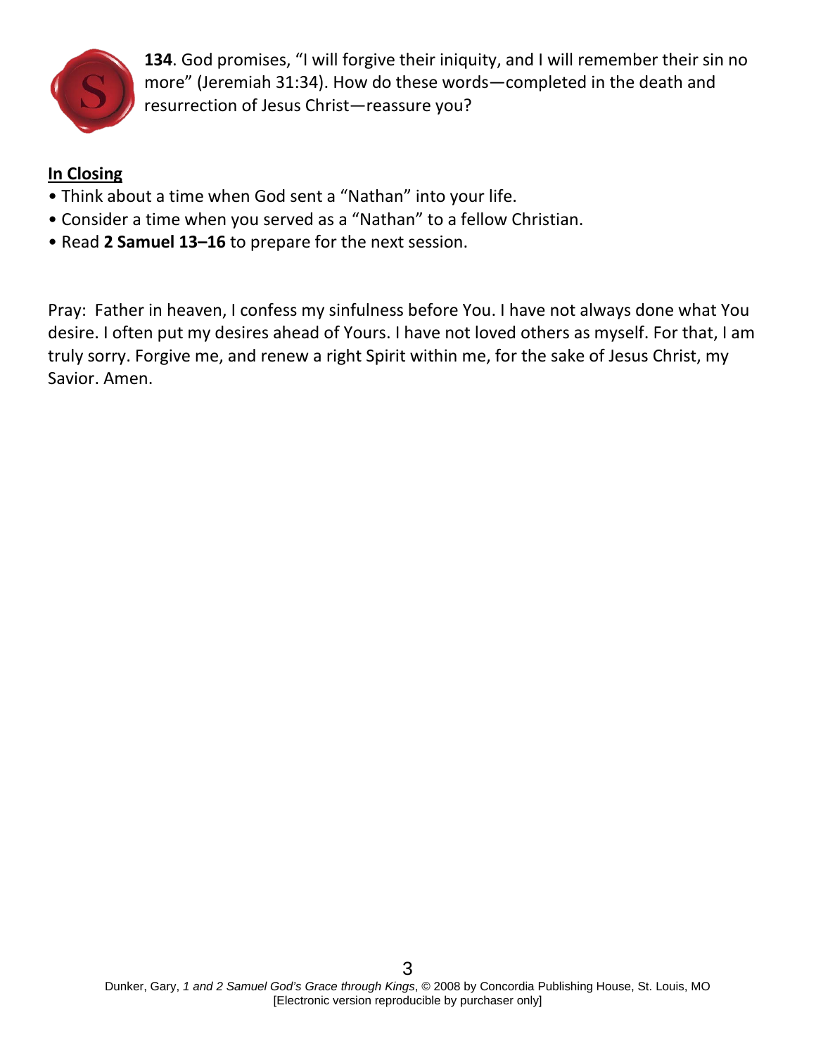**134**. God promises, “I will forgive their iniquity, and I will remember their sin no more” (Jeremiah 31:34). How do these words—completed in the death and resurrection of Jesus Christ—reassure you?

**In Closing**

- Think about a time when God sent a “Nathan” into your life.
- Consider a time when you served as a “Nathan” to a fellow Christian.
- Read **2 Samuel 13–16** to prepare for the next session.

Pray: Father in heaven, I confess my sinfulness before You. I have not always done what You desire. I often put my desires ahead of Yours. I have not loved others as myself. For that, I am truly sorry. Forgive me, and renew a right Spirit within me, for the sake of Jesus Christ, my Savior. Amen.

Dunker, Gary, *1 and 2 Samuel God’s Grace through Kings*, © 2008 by Concordia Publishing House, St. Louis, MO
[Electronic version reproducible by purchaser only]